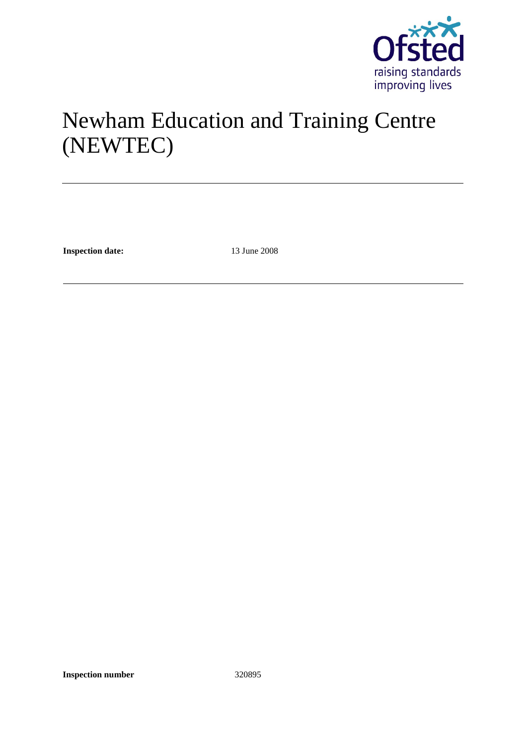# Newham Education and Training Centre (NEWTEC)

**Inspection date:** 13 June 2008

**Inspection number** 320895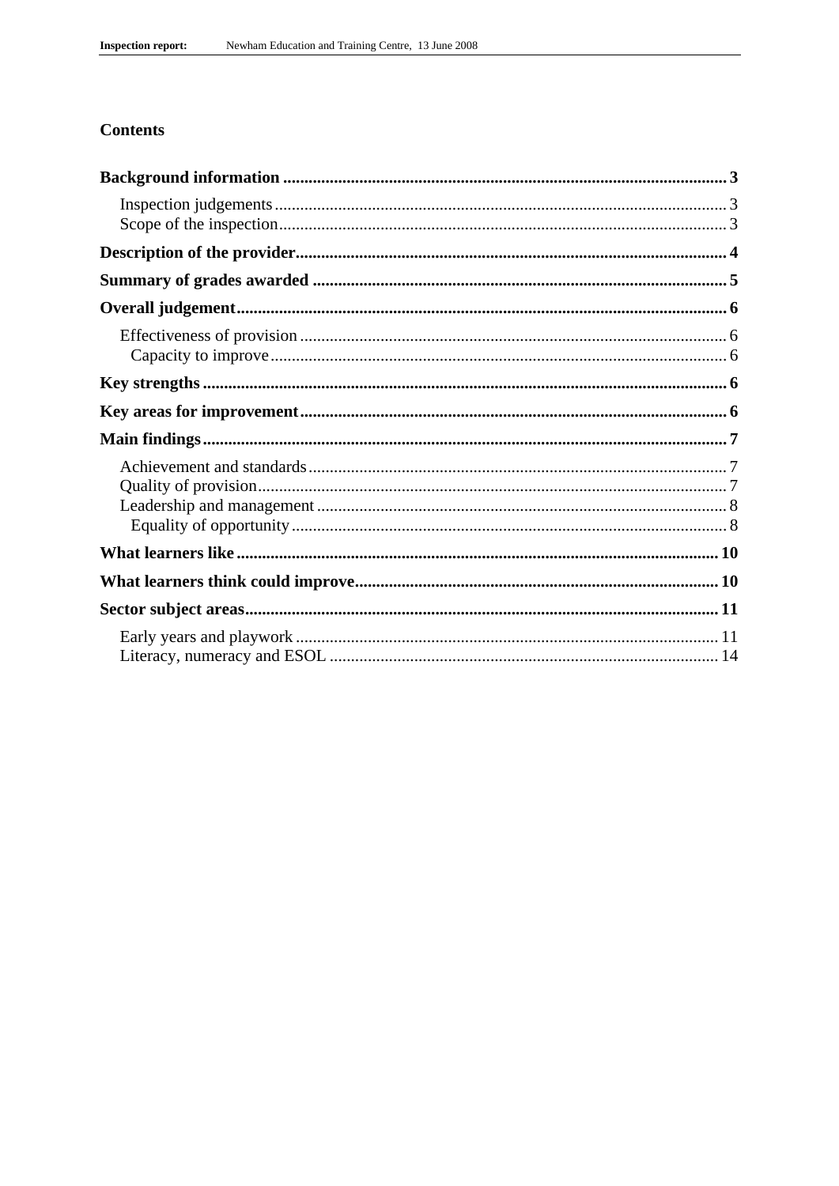## Contents

**Background information** ........................................................ **3**

- Inspection judgements ........................................................ 3
- Scope of the inspection ........................................................ 3

**Description of the provider** ........................................................ **4**

**Summary of grades awarded** ........................................................ **5**

**Overall judgement** ........................................................ **6**

- Effectiveness of provision ........................................................ 6
  - Capacity to improve ........................................................ 6

**Key strengths** ........................................................ **6**

**Key areas for improvement** ........................................................ **6**

**Main findings** ........................................................ **7**

- Achievement and standards ........................................................ 7
- Quality of provision ........................................................ 7
- Leadership and management ........................................................ 8
  - Equality of opportunity ........................................................ 8

**What learners like** ........................................................ **10**

**What learners think could improve** ........................................................ **10**

**Sector subject areas** ........................................................ **11**

- Early years and playwork ........................................................ 11
- Literacy, numeracy and ESOL ........................................................ 14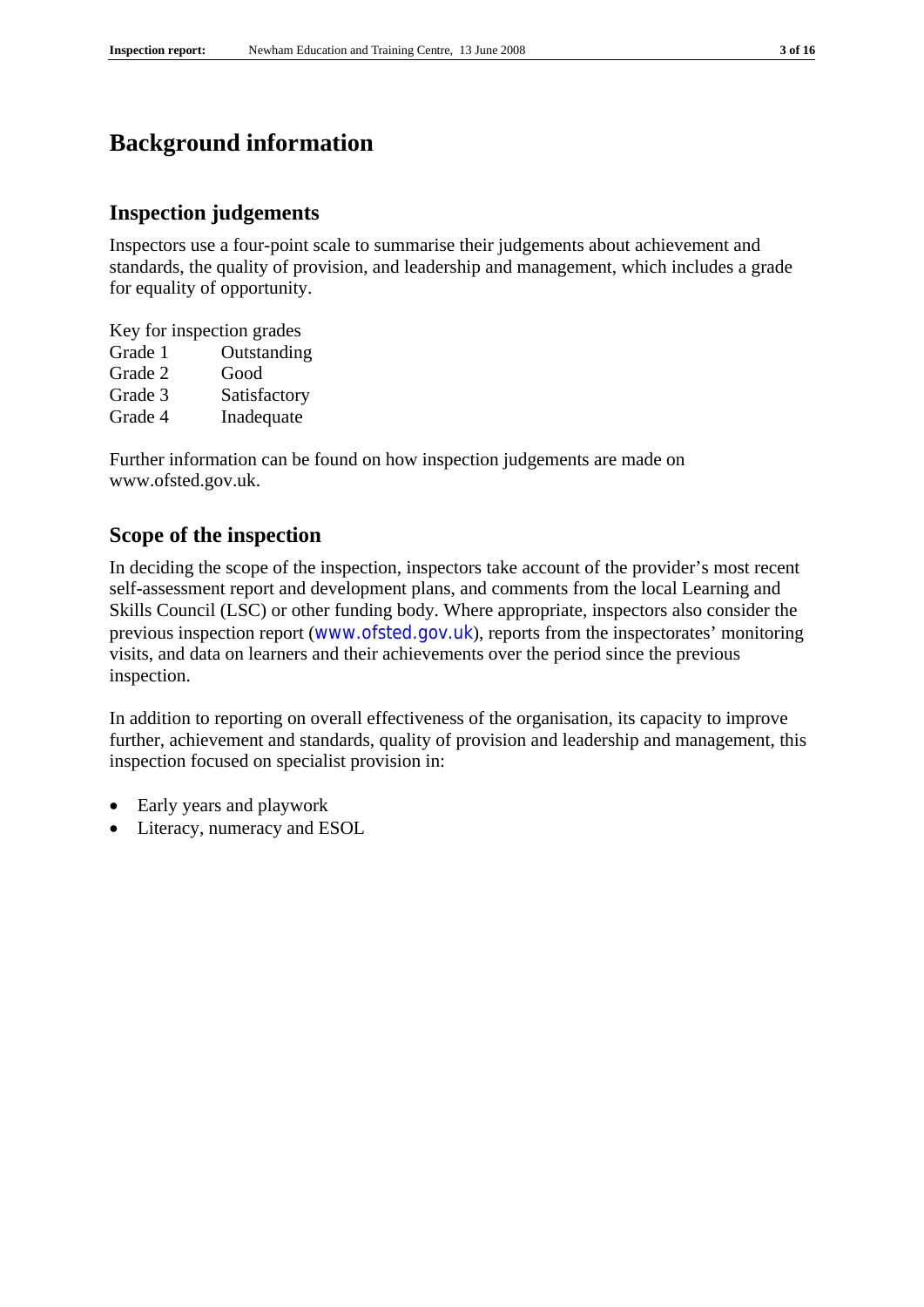# Background information

## Inspection judgements

Inspectors use a four-point scale to summarise their judgements about achievement and standards, the quality of provision, and leadership and management, which includes a grade for equality of opportunity.

Key for inspection grades

| | |
|---|---|
| Grade 1 | Outstanding |
| Grade 2 | Good |
| Grade 3 | Satisfactory |
| Grade 4 | Inadequate |

Further information can be found on how inspection judgements are made on www.ofsted.gov.uk.

## Scope of the inspection

In deciding the scope of the inspection, inspectors take account of the provider's most recent self-assessment report and development plans, and comments from the local Learning and Skills Council (LSC) or other funding body. Where appropriate, inspectors also consider the previous inspection report (www.ofsted.gov.uk), reports from the inspectorates' monitoring visits, and data on learners and their achievements over the period since the previous inspection.

In addition to reporting on overall effectiveness of the organisation, its capacity to improve further, achievement and standards, quality of provision and leadership and management, this inspection focused on specialist provision in:

- Early years and playwork
- Literacy, numeracy and ESOL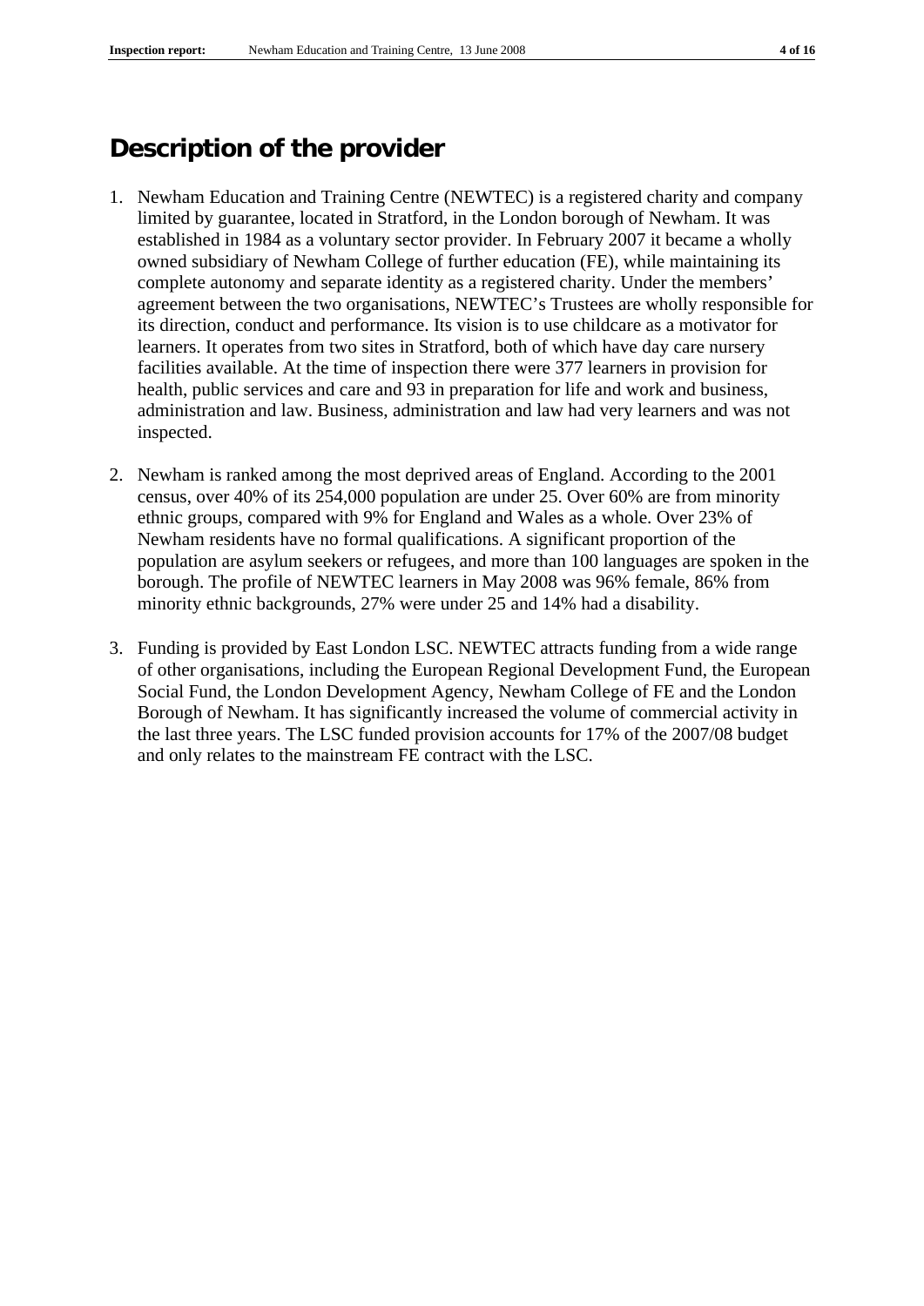## Description of the provider

1. Newham Education and Training Centre (NEWTEC) is a registered charity and company limited by guarantee, located in Stratford, in the London borough of Newham. It was established in 1984 as a voluntary sector provider. In February 2007 it became a wholly owned subsidiary of Newham College of further education (FE), while maintaining its complete autonomy and separate identity as a registered charity. Under the members' agreement between the two organisations, NEWTEC's Trustees are wholly responsible for its direction, conduct and performance. Its vision is to use childcare as a motivator for learners. It operates from two sites in Stratford, both of which have day care nursery facilities available. At the time of inspection there were 377 learners in provision for health, public services and care and 93 in preparation for life and work and business, administration and law. Business, administration and law had very learners and was not inspected.

2. Newham is ranked among the most deprived areas of England. According to the 2001 census, over 40% of its 254,000 population are under 25. Over 60% are from minority ethnic groups, compared with 9% for England and Wales as a whole. Over 23% of Newham residents have no formal qualifications. A significant proportion of the population are asylum seekers or refugees, and more than 100 languages are spoken in the borough. The profile of NEWTEC learners in May 2008 was 96% female, 86% from minority ethnic backgrounds, 27% were under 25 and 14% had a disability.

3. Funding is provided by East London LSC. NEWTEC attracts funding from a wide range of other organisations, including the European Regional Development Fund, the European Social Fund, the London Development Agency, Newham College of FE and the London Borough of Newham. It has significantly increased the volume of commercial activity in the last three years. The LSC funded provision accounts for 17% of the 2007/08 budget and only relates to the mainstream FE contract with the LSC.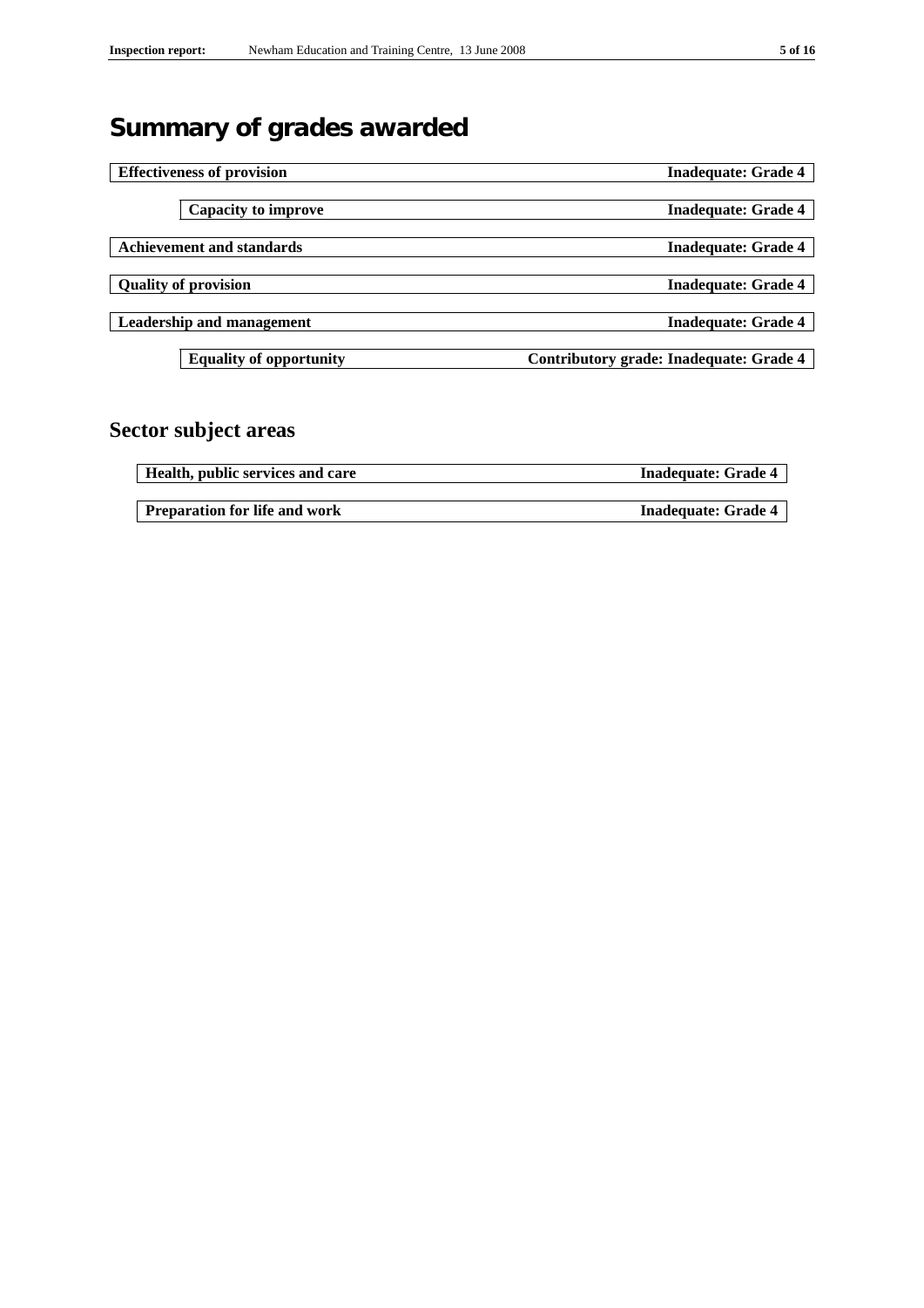# Summary of grades awarded

| Effectiveness of provision | Inadequate: Grade 4 |
|---|---|
| Capacity to improve | Inadequate: Grade 4 |
| Achievement and standards | Inadequate: Grade 4 |
| Quality of provision | Inadequate: Grade 4 |
| Leadership and management | Inadequate: Grade 4 |
| Equality of opportunity | Contributory grade: Inadequate: Grade 4 |

## Sector subject areas

| Health, public services and care | Inadequate: Grade 4 |
|---|---|
| Preparation for life and work | Inadequate: Grade 4 |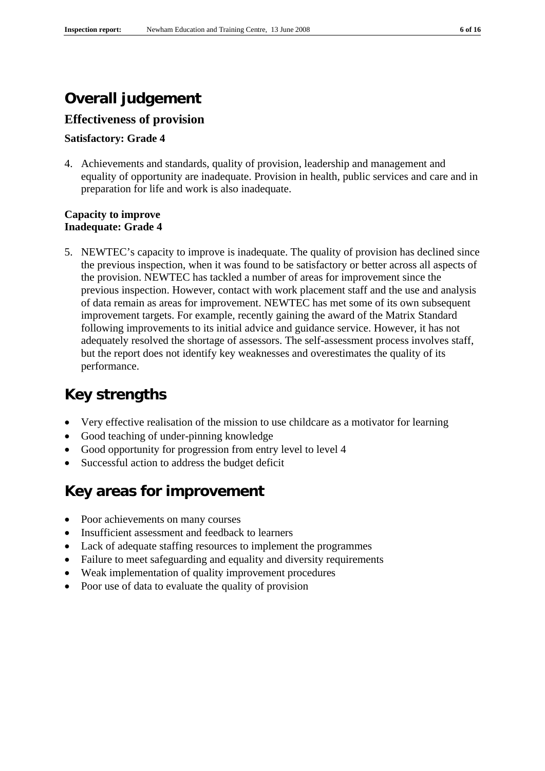# Overall judgement

## Effectiveness of provision

**Satisfactory: Grade 4**

4. Achievements and standards, quality of provision, leadership and management and equality of opportunity are inadequate. Provision in health, public services and care and in preparation for life and work is also inadequate.

**Capacity to improve**
**Inadequate: Grade 4**

5. NEWTEC's capacity to improve is inadequate. The quality of provision has declined since the previous inspection, when it was found to be satisfactory or better across all aspects of the provision. NEWTEC has tackled a number of areas for improvement since the previous inspection. However, contact with work placement staff and the use and analysis of data remain as areas for improvement. NEWTEC has met some of its own subsequent improvement targets. For example, recently gaining the award of the Matrix Standard following improvements to its initial advice and guidance service. However, it has not adequately resolved the shortage of assessors. The self-assessment process involves staff, but the report does not identify key weaknesses and overestimates the quality of its performance.

# Key strengths

- Very effective realisation of the mission to use childcare as a motivator for learning
- Good teaching of under-pinning knowledge
- Good opportunity for progression from entry level to level 4
- Successful action to address the budget deficit

# Key areas for improvement

- Poor achievements on many courses
- Insufficient assessment and feedback to learners
- Lack of adequate staffing resources to implement the programmes
- Failure to meet safeguarding and equality and diversity requirements
- Weak implementation of quality improvement procedures
- Poor use of data to evaluate the quality of provision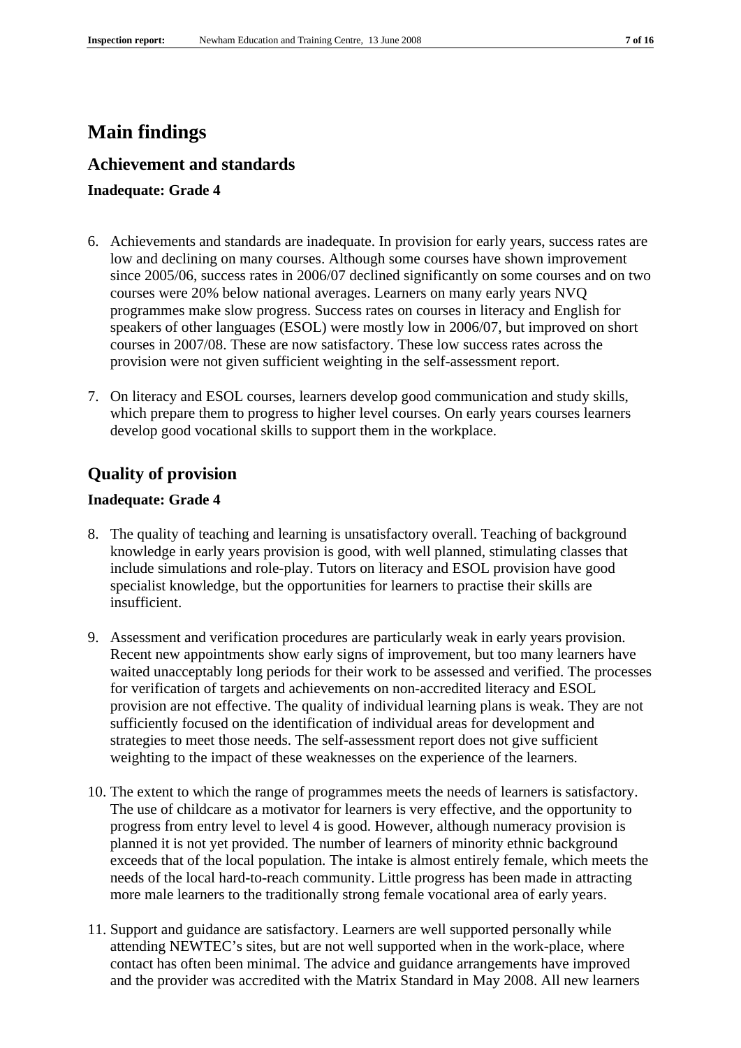# Main findings

## Achievement and standards

**Inadequate: Grade 4**

6. Achievements and standards are inadequate. In provision for early years, success rates are low and declining on many courses. Although some courses have shown improvement since 2005/06, success rates in 2006/07 declined significantly on some courses and on two courses were 20% below national averages. Learners on many early years NVQ programmes make slow progress. Success rates on courses in literacy and English for speakers of other languages (ESOL) were mostly low in 2006/07, but improved on short courses in 2007/08. These are now satisfactory. These low success rates across the provision were not given sufficient weighting in the self-assessment report.

7. On literacy and ESOL courses, learners develop good communication and study skills, which prepare them to progress to higher level courses. On early years courses learners develop good vocational skills to support them in the workplace.

## Quality of provision

**Inadequate: Grade 4**

8. The quality of teaching and learning is unsatisfactory overall. Teaching of background knowledge in early years provision is good, with well planned, stimulating classes that include simulations and role-play. Tutors on literacy and ESOL provision have good specialist knowledge, but the opportunities for learners to practise their skills are insufficient.

9. Assessment and verification procedures are particularly weak in early years provision. Recent new appointments show early signs of improvement, but too many learners have waited unacceptably long periods for their work to be assessed and verified. The processes for verification of targets and achievements on non-accredited literacy and ESOL provision are not effective. The quality of individual learning plans is weak. They are not sufficiently focused on the identification of individual areas for development and strategies to meet those needs. The self-assessment report does not give sufficient weighting to the impact of these weaknesses on the experience of the learners.

10. The extent to which the range of programmes meets the needs of learners is satisfactory. The use of childcare as a motivator for learners is very effective, and the opportunity to progress from entry level to level 4 is good. However, although numeracy provision is planned it is not yet provided. The number of learners of minority ethnic background exceeds that of the local population. The intake is almost entirely female, which meets the needs of the local hard-to-reach community. Little progress has been made in attracting more male learners to the traditionally strong female vocational area of early years.

11. Support and guidance are satisfactory. Learners are well supported personally while attending NEWTEC's sites, but are not well supported when in the work-place, where contact has often been minimal. The advice and guidance arrangements have improved and the provider was accredited with the Matrix Standard in May 2008. All new learners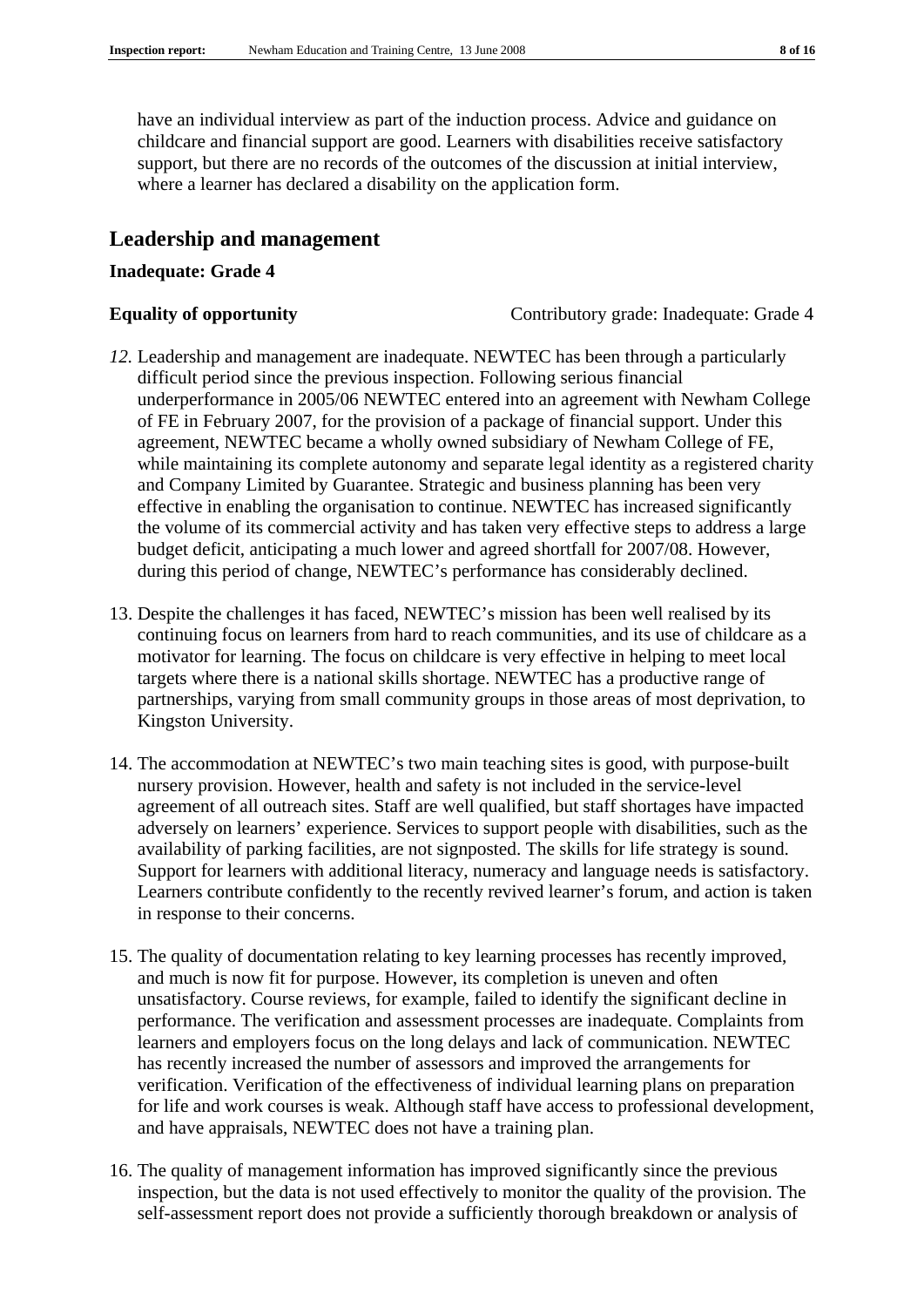have an individual interview as part of the induction process. Advice and guidance on childcare and financial support are good. Learners with disabilities receive satisfactory support, but there are no records of the outcomes of the discussion at initial interview, where a learner has declared a disability on the application form.

## Leadership and management

**Inadequate: Grade 4**

**Equality of opportunity** Contributory grade: Inadequate: Grade 4

12. Leadership and management are inadequate. NEWTEC has been through a particularly difficult period since the previous inspection. Following serious financial underperformance in 2005/06 NEWTEC entered into an agreement with Newham College of FE in February 2007, for the provision of a package of financial support. Under this agreement, NEWTEC became a wholly owned subsidiary of Newham College of FE, while maintaining its complete autonomy and separate legal identity as a registered charity and Company Limited by Guarantee. Strategic and business planning has been very effective in enabling the organisation to continue. NEWTEC has increased significantly the volume of its commercial activity and has taken very effective steps to address a large budget deficit, anticipating a much lower and agreed shortfall for 2007/08. However, during this period of change, NEWTEC's performance has considerably declined.

13. Despite the challenges it has faced, NEWTEC's mission has been well realised by its continuing focus on learners from hard to reach communities, and its use of childcare as a motivator for learning. The focus on childcare is very effective in helping to meet local targets where there is a national skills shortage. NEWTEC has a productive range of partnerships, varying from small community groups in those areas of most deprivation, to Kingston University.

14. The accommodation at NEWTEC's two main teaching sites is good, with purpose-built nursery provision. However, health and safety is not included in the service-level agreement of all outreach sites. Staff are well qualified, but staff shortages have impacted adversely on learners' experience. Services to support people with disabilities, such as the availability of parking facilities, are not signposted. The skills for life strategy is sound. Support for learners with additional literacy, numeracy and language needs is satisfactory. Learners contribute confidently to the recently revived learner's forum, and action is taken in response to their concerns.

15. The quality of documentation relating to key learning processes has recently improved, and much is now fit for purpose. However, its completion is uneven and often unsatisfactory. Course reviews, for example, failed to identify the significant decline in performance. The verification and assessment processes are inadequate. Complaints from learners and employers focus on the long delays and lack of communication. NEWTEC has recently increased the number of assessors and improved the arrangements for verification. Verification of the effectiveness of individual learning plans on preparation for life and work courses is weak. Although staff have access to professional development, and have appraisals, NEWTEC does not have a training plan.

16. The quality of management information has improved significantly since the previous inspection, but the data is not used effectively to monitor the quality of the provision. The self-assessment report does not provide a sufficiently thorough breakdown or analysis of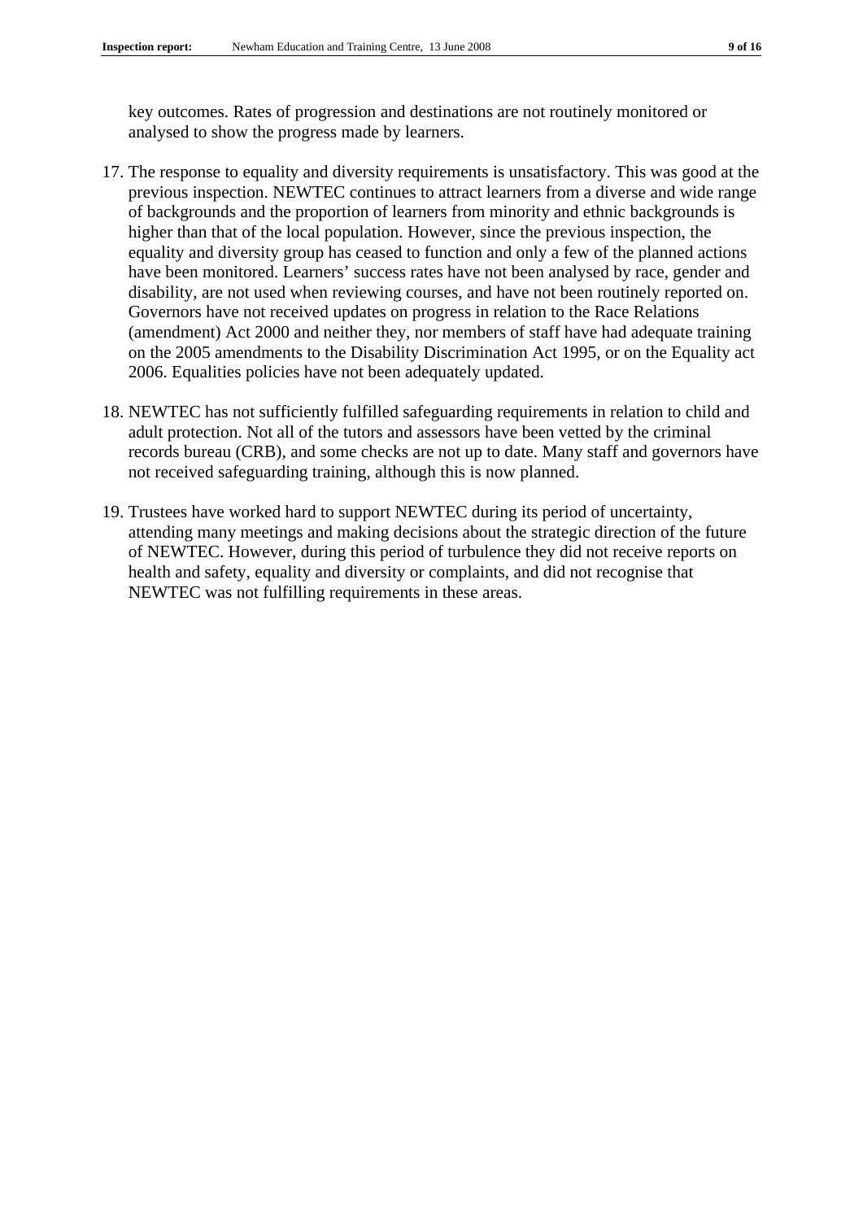key outcomes. Rates of progression and destinations are not routinely monitored or analysed to show the progress made by learners.

17. The response to equality and diversity requirements is unsatisfactory. This was good at the previous inspection. NEWTEC continues to attract learners from a diverse and wide range of backgrounds and the proportion of learners from minority and ethnic backgrounds is higher than that of the local population. However, since the previous inspection, the equality and diversity group has ceased to function and only a few of the planned actions have been monitored. Learners' success rates have not been analysed by race, gender and disability, are not used when reviewing courses, and have not been routinely reported on. Governors have not received updates on progress in relation to the Race Relations (amendment) Act 2000 and neither they, nor members of staff have had adequate training on the 2005 amendments to the Disability Discrimination Act 1995, or on the Equality act 2006. Equalities policies have not been adequately updated.

18. NEWTEC has not sufficiently fulfilled safeguarding requirements in relation to child and adult protection. Not all of the tutors and assessors have been vetted by the criminal records bureau (CRB), and some checks are not up to date. Many staff and governors have not received safeguarding training, although this is now planned.

19. Trustees have worked hard to support NEWTEC during its period of uncertainty, attending many meetings and making decisions about the strategic direction of the future of NEWTEC. However, during this period of turbulence they did not receive reports on health and safety, equality and diversity or complaints, and did not recognise that NEWTEC was not fulfilling requirements in these areas.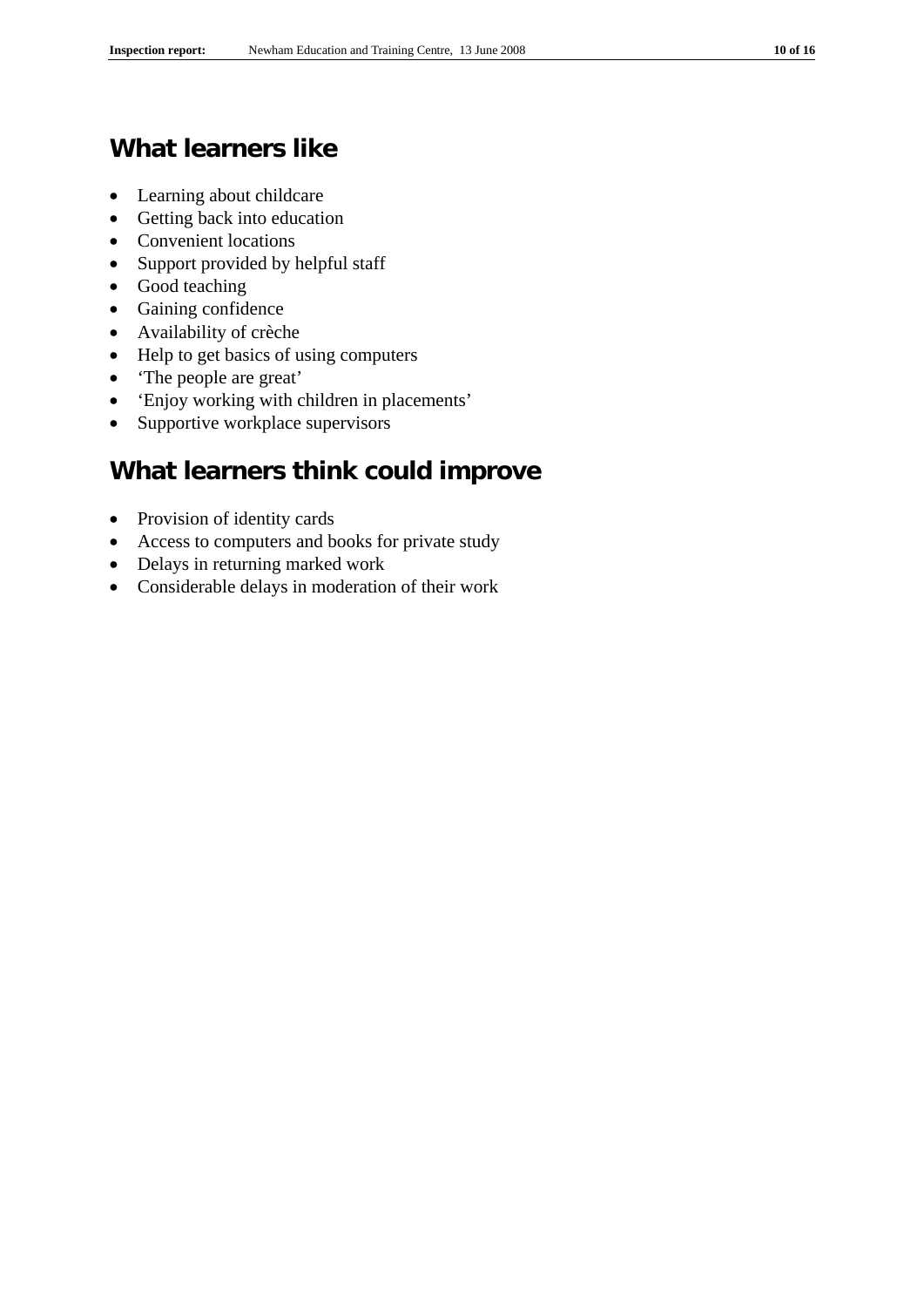## What learners like

- Learning about childcare
- Getting back into education
- Convenient locations
- Support provided by helpful staff
- Good teaching
- Gaining confidence
- Availability of crèche
- Help to get basics of using computers
- 'The people are great'
- 'Enjoy working with children in placements'
- Supportive workplace supervisors

## What learners think could improve

- Provision of identity cards
- Access to computers and books for private study
- Delays in returning marked work
- Considerable delays in moderation of their work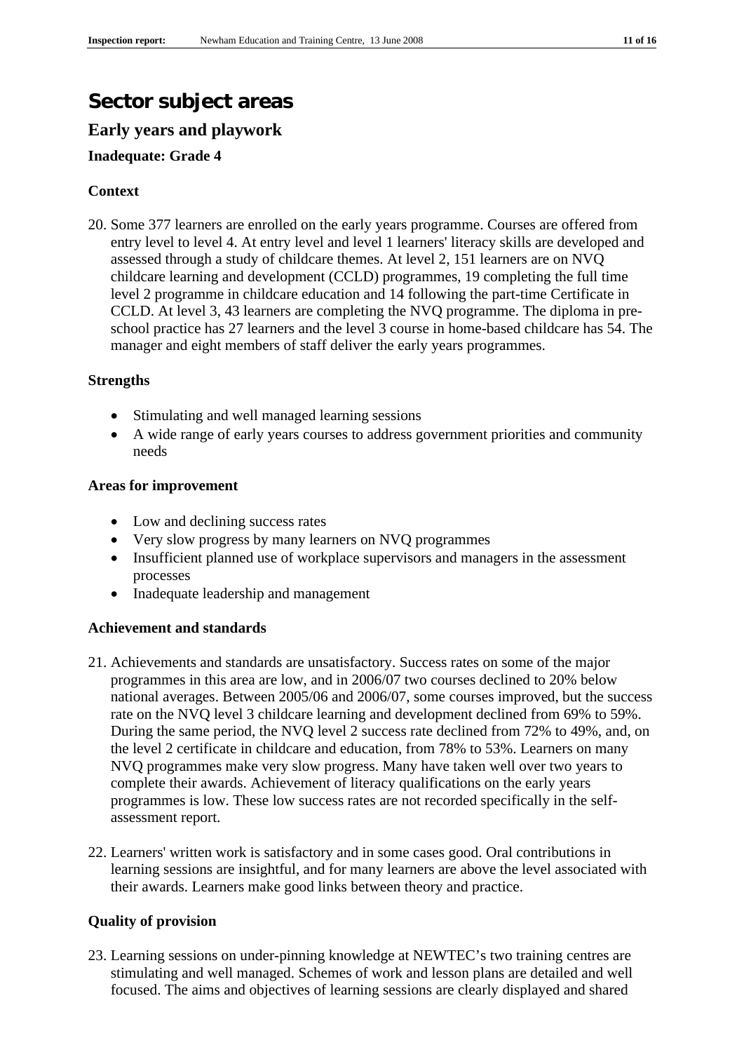# Sector subject areas

## Early years and playwork

### Inadequate: Grade 4

#### Context

20. Some 377 learners are enrolled on the early years programme. Courses are offered from entry level to level 4. At entry level and level 1 learners' literacy skills are developed and assessed through a study of childcare themes. At level 2, 151 learners are on NVQ childcare learning and development (CCLD) programmes, 19 completing the full time level 2 programme in childcare education and 14 following the part-time Certificate in CCLD. At level 3, 43 learners are completing the NVQ programme. The diploma in pre-school practice has 27 learners and the level 3 course in home-based childcare has 54. The manager and eight members of staff deliver the early years programmes.

#### Strengths

- Stimulating and well managed learning sessions
- A wide range of early years courses to address government priorities and community needs

#### Areas for improvement

- Low and declining success rates
- Very slow progress by many learners on NVQ programmes
- Insufficient planned use of workplace supervisors and managers in the assessment processes
- Inadequate leadership and management

#### Achievement and standards

21. Achievements and standards are unsatisfactory. Success rates on some of the major programmes in this area are low, and in 2006/07 two courses declined to 20% below national averages. Between 2005/06 and 2006/07, some courses improved, but the success rate on the NVQ level 3 childcare learning and development declined from 69% to 59%. During the same period, the NVQ level 2 success rate declined from 72% to 49%, and, on the level 2 certificate in childcare and education, from 78% to 53%. Learners on many NVQ programmes make very slow progress. Many have taken well over two years to complete their awards. Achievement of literacy qualifications on the early years programmes is low. These low success rates are not recorded specifically in the self-assessment report.

22. Learners' written work is satisfactory and in some cases good. Oral contributions in learning sessions are insightful, and for many learners are above the level associated with their awards. Learners make good links between theory and practice.

#### Quality of provision

23. Learning sessions on under-pinning knowledge at NEWTEC's two training centres are stimulating and well managed. Schemes of work and lesson plans are detailed and well focused. The aims and objectives of learning sessions are clearly displayed and shared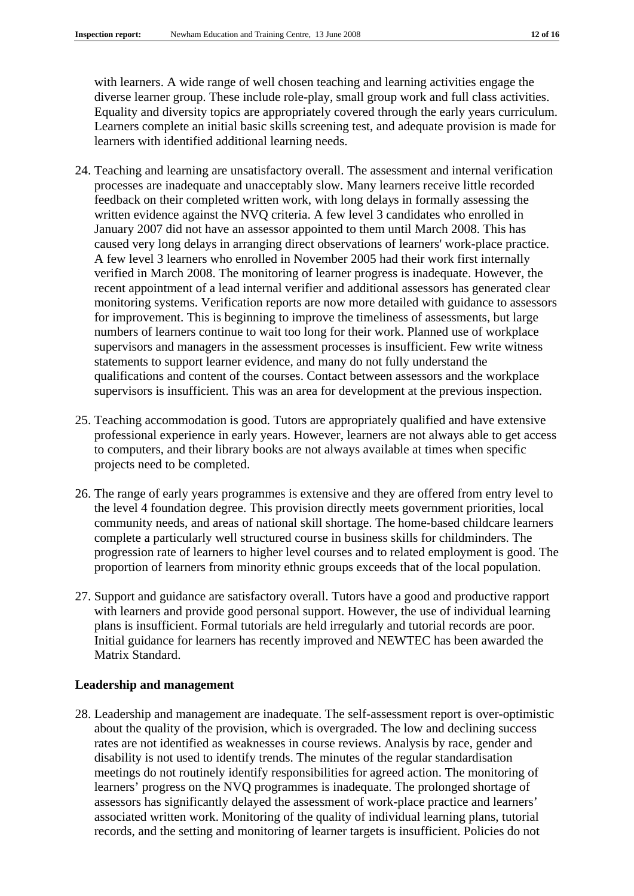with learners. A wide range of well chosen teaching and learning activities engage the diverse learner group. These include role-play, small group work and full class activities. Equality and diversity topics are appropriately covered through the early years curriculum. Learners complete an initial basic skills screening test, and adequate provision is made for learners with identified additional learning needs.

24. Teaching and learning are unsatisfactory overall. The assessment and internal verification processes are inadequate and unacceptably slow. Many learners receive little recorded feedback on their completed written work, with long delays in formally assessing the written evidence against the NVQ criteria. A few level 3 candidates who enrolled in January 2007 did not have an assessor appointed to them until March 2008. This has caused very long delays in arranging direct observations of learners' work-place practice. A few level 3 learners who enrolled in November 2005 had their work first internally verified in March 2008. The monitoring of learner progress is inadequate. However, the recent appointment of a lead internal verifier and additional assessors has generated clear monitoring systems. Verification reports are now more detailed with guidance to assessors for improvement. This is beginning to improve the timeliness of assessments, but large numbers of learners continue to wait too long for their work. Planned use of workplace supervisors and managers in the assessment processes is insufficient. Few write witness statements to support learner evidence, and many do not fully understand the qualifications and content of the courses. Contact between assessors and the workplace supervisors is insufficient. This was an area for development at the previous inspection.

25. Teaching accommodation is good. Tutors are appropriately qualified and have extensive professional experience in early years. However, learners are not always able to get access to computers, and their library books are not always available at times when specific projects need to be completed.

26. The range of early years programmes is extensive and they are offered from entry level to the level 4 foundation degree. This provision directly meets government priorities, local community needs, and areas of national skill shortage. The home-based childcare learners complete a particularly well structured course in business skills for childminders. The progression rate of learners to higher level courses and to related employment is good. The proportion of learners from minority ethnic groups exceeds that of the local population.

27. Support and guidance are satisfactory overall. Tutors have a good and productive rapport with learners and provide good personal support. However, the use of individual learning plans is insufficient. Formal tutorials are held irregularly and tutorial records are poor. Initial guidance for learners has recently improved and NEWTEC has been awarded the Matrix Standard.

**Leadership and management**

28. Leadership and management are inadequate. The self-assessment report is over-optimistic about the quality of the provision, which is overgraded. The low and declining success rates are not identified as weaknesses in course reviews. Analysis by race, gender and disability is not used to identify trends. The minutes of the regular standardisation meetings do not routinely identify responsibilities for agreed action. The monitoring of learners' progress on the NVQ programmes is inadequate. The prolonged shortage of assessors has significantly delayed the assessment of work-place practice and learners' associated written work. Monitoring of the quality of individual learning plans, tutorial records, and the setting and monitoring of learner targets is insufficient. Policies do not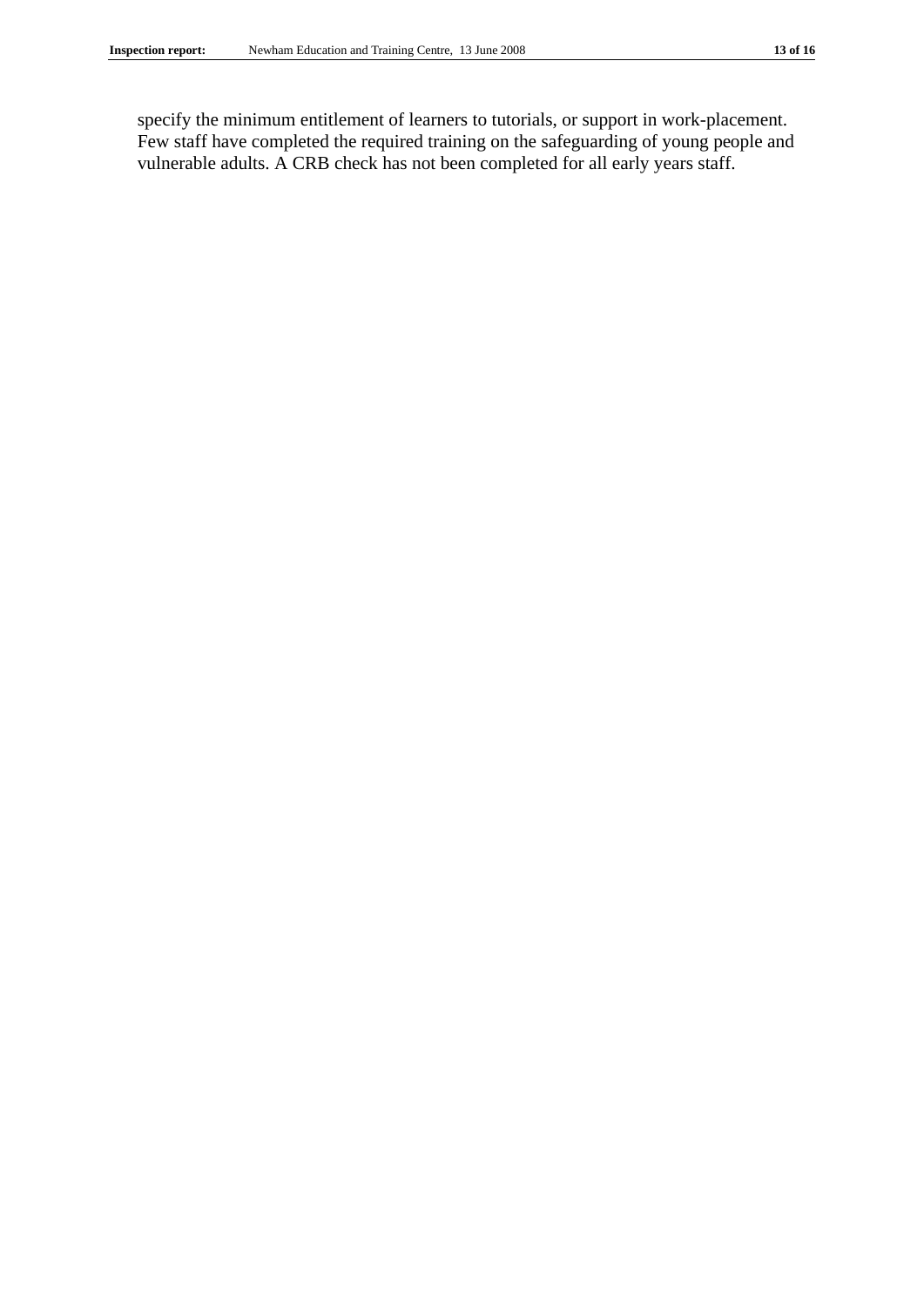specify the minimum entitlement of learners to tutorials, or support in work-placement. Few staff have completed the required training on the safeguarding of young people and vulnerable adults. A CRB check has not been completed for all early years staff.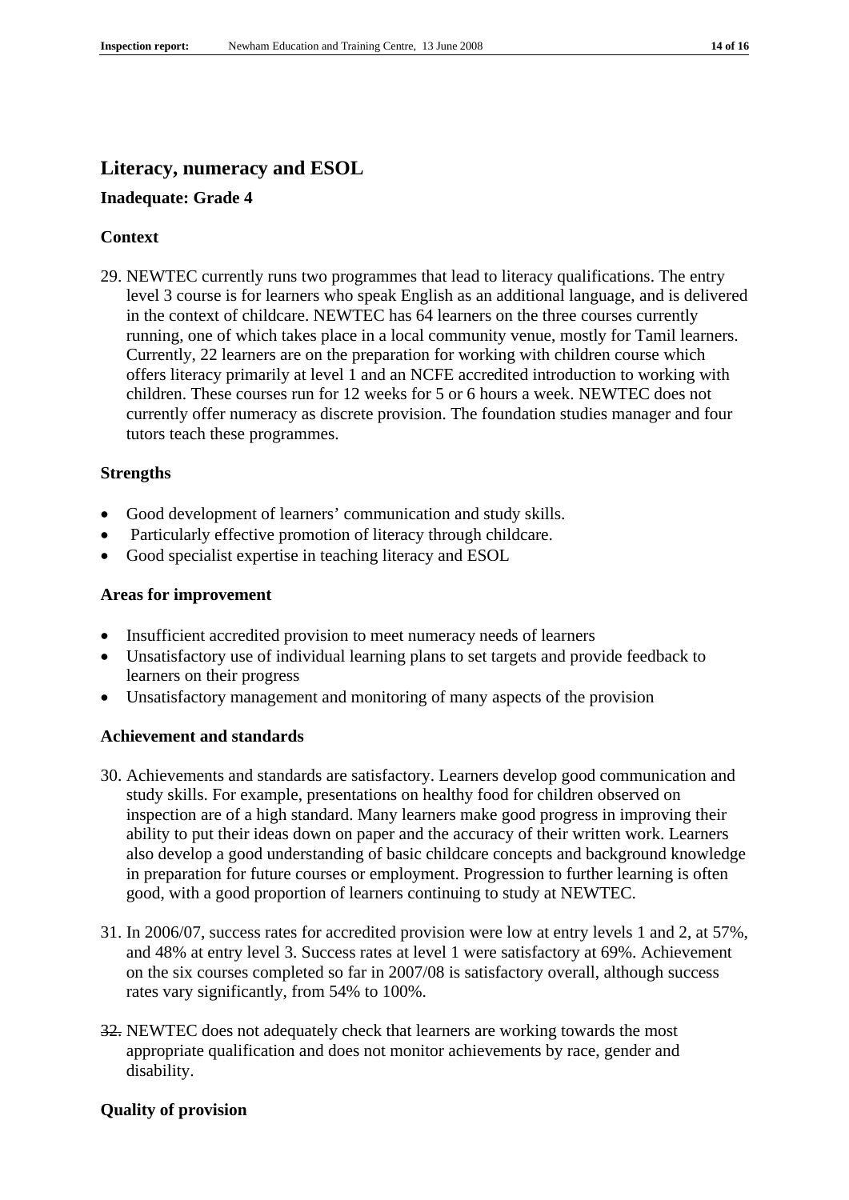## Literacy, numeracy and ESOL

### Inadequate: Grade 4

### Context

29. NEWTEC currently runs two programmes that lead to literacy qualifications. The entry level 3 course is for learners who speak English as an additional language, and is delivered in the context of childcare. NEWTEC has 64 learners on the three courses currently running, one of which takes place in a local community venue, mostly for Tamil learners. Currently, 22 learners are on the preparation for working with children course which offers literacy primarily at level 1 and an NCFE accredited introduction to working with children. These courses run for 12 weeks for 5 or 6 hours a week. NEWTEC does not currently offer numeracy as discrete provision. The foundation studies manager and four tutors teach these programmes.

### Strengths

- Good development of learners' communication and study skills.
- Particularly effective promotion of literacy through childcare.
- Good specialist expertise in teaching literacy and ESOL

### Areas for improvement

- Insufficient accredited provision to meet numeracy needs of learners
- Unsatisfactory use of individual learning plans to set targets and provide feedback to learners on their progress
- Unsatisfactory management and monitoring of many aspects of the provision

### Achievement and standards

30. Achievements and standards are satisfactory. Learners develop good communication and study skills. For example, presentations on healthy food for children observed on inspection are of a high standard. Many learners make good progress in improving their ability to put their ideas down on paper and the accuracy of their written work. Learners also develop a good understanding of basic childcare concepts and background knowledge in preparation for future courses or employment. Progression to further learning is often good, with a good proportion of learners continuing to study at NEWTEC.

31. In 2006/07, success rates for accredited provision were low at entry levels 1 and 2, at 57%, and 48% at entry level 3. Success rates at level 1 were satisfactory at 69%. Achievement on the six courses completed so far in 2007/08 is satisfactory overall, although success rates vary significantly, from 54% to 100%.

32. NEWTEC does not adequately check that learners are working towards the most appropriate qualification and does not monitor achievements by race, gender and disability.

### Quality of provision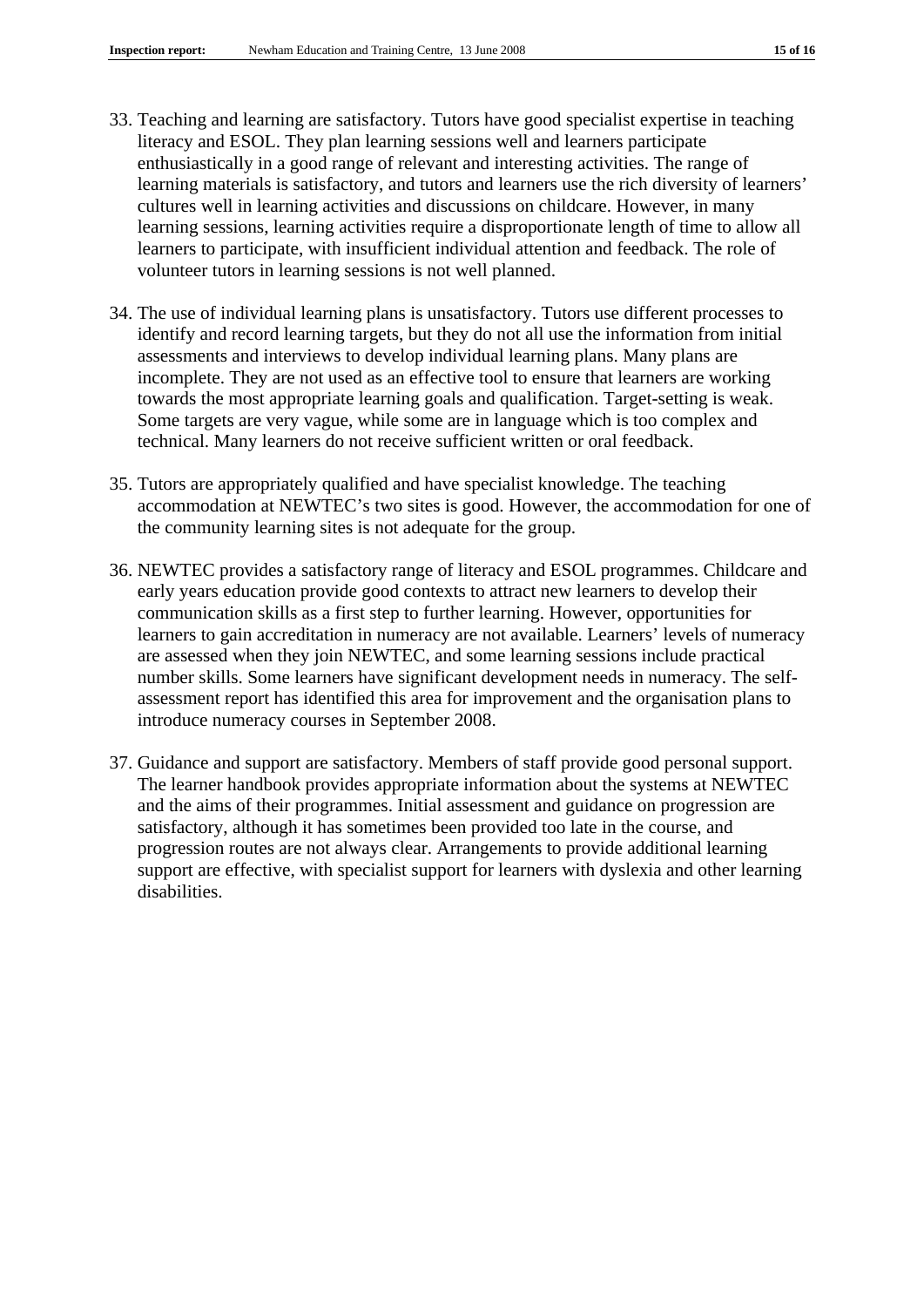33. Teaching and learning are satisfactory. Tutors have good specialist expertise in teaching literacy and ESOL. They plan learning sessions well and learners participate enthusiastically in a good range of relevant and interesting activities. The range of learning materials is satisfactory, and tutors and learners use the rich diversity of learners' cultures well in learning activities and discussions on childcare. However, in many learning sessions, learning activities require a disproportionate length of time to allow all learners to participate, with insufficient individual attention and feedback. The role of volunteer tutors in learning sessions is not well planned.

34. The use of individual learning plans is unsatisfactory. Tutors use different processes to identify and record learning targets, but they do not all use the information from initial assessments and interviews to develop individual learning plans. Many plans are incomplete. They are not used as an effective tool to ensure that learners are working towards the most appropriate learning goals and qualification. Target-setting is weak. Some targets are very vague, while some are in language which is too complex and technical. Many learners do not receive sufficient written or oral feedback.

35. Tutors are appropriately qualified and have specialist knowledge. The teaching accommodation at NEWTEC's two sites is good. However, the accommodation for one of the community learning sites is not adequate for the group.

36. NEWTEC provides a satisfactory range of literacy and ESOL programmes. Childcare and early years education provide good contexts to attract new learners to develop their communication skills as a first step to further learning. However, opportunities for learners to gain accreditation in numeracy are not available. Learners' levels of numeracy are assessed when they join NEWTEC, and some learning sessions include practical number skills. Some learners have significant development needs in numeracy. The self-assessment report has identified this area for improvement and the organisation plans to introduce numeracy courses in September 2008.

37. Guidance and support are satisfactory. Members of staff provide good personal support. The learner handbook provides appropriate information about the systems at NEWTEC and the aims of their programmes. Initial assessment and guidance on progression are satisfactory, although it has sometimes been provided too late in the course, and progression routes are not always clear. Arrangements to provide additional learning support are effective, with specialist support for learners with dyslexia and other learning disabilities.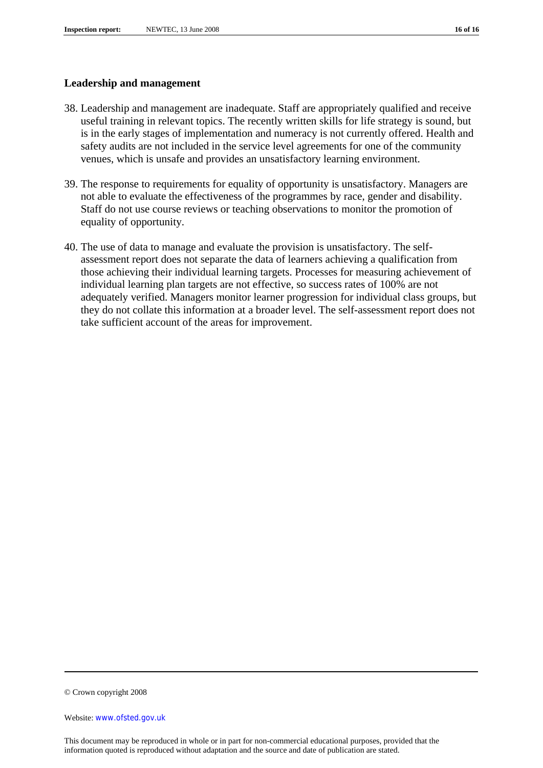### Leadership and management

38. Leadership and management are inadequate. Staff are appropriately qualified and receive useful training in relevant topics. The recently written skills for life strategy is sound, but is in the early stages of implementation and numeracy is not currently offered. Health and safety audits are not included in the service level agreements for one of the community venues, which is unsafe and provides an unsatisfactory learning environment.

39. The response to requirements for equality of opportunity is unsatisfactory. Managers are not able to evaluate the effectiveness of the programmes by race, gender and disability. Staff do not use course reviews or teaching observations to monitor the promotion of equality of opportunity.

40. The use of data to manage and evaluate the provision is unsatisfactory. The self-assessment report does not separate the data of learners achieving a qualification from those achieving their individual learning targets. Processes for measuring achievement of individual learning plan targets are not effective, so success rates of 100% are not adequately verified. Managers monitor learner progression for individual class groups, but they do not collate this information at a broader level. The self-assessment report does not take sufficient account of the areas for improvement.

---

© Crown copyright 2008

Website: www.ofsted.gov.uk

This document may be reproduced in whole or in part for non-commercial educational purposes, provided that the information quoted is reproduced without adaptation and the source and date of publication are stated.